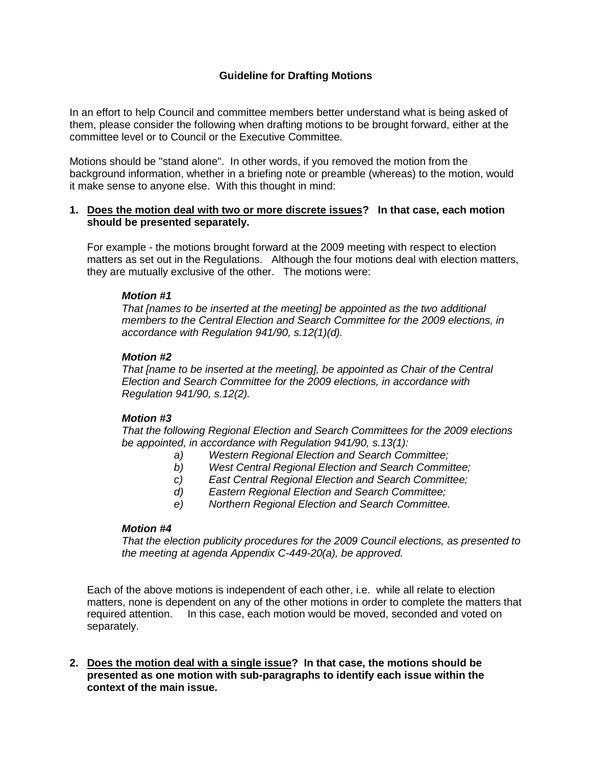# Guideline for Drafting Motions

In an effort to help Council and committee members better understand what is being asked of them, please consider the following when drafting motions to be brought forward, either at the committee level or to Council or the Executive Committee.

Motions should be "stand alone". In other words, if you removed the motion from the background information, whether in a briefing note or preamble (whereas) to the motion, would it make sense to anyone else. With this thought in mind:

1. **Does the motion deal with two or more discrete issues? In that case, each motion should be presented separately.**

   For example - the motions brought forward at the 2009 meeting with respect to election matters as set out in the Regulations. Although the four motions deal with election matters, they are mutually exclusive of the other. The motions were:

   ***Motion #1***
   *That [names to be inserted at the meeting] be appointed as the two additional members to the Central Election and Search Committee for the 2009 elections, in accordance with Regulation 941/90, s.12(1)(d).*

   ***Motion #2***
   *That [name to be inserted at the meeting], be appointed as Chair of the Central Election and Search Committee for the 2009 elections, in accordance with Regulation 941/90, s.12(2).*

   ***Motion #3***
   *That the following Regional Election and Search Committees for the 2009 elections be appointed, in accordance with Regulation 941/90, s.13(1):*
   - *a) Western Regional Election and Search Committee;*
   - *b) West Central Regional Election and Search Committee;*
   - *c) East Central Regional Election and Search Committee;*
   - *d) Eastern Regional Election and Search Committee;*
   - *e) Northern Regional Election and Search Committee.*

   ***Motion #4***
   *That the election publicity procedures for the 2009 Council elections, as presented to the meeting at agenda Appendix C-449-20(a), be approved.*

   Each of the above motions is independent of each other, i.e. while all relate to election matters, none is dependent on any of the other motions in order to complete the matters that required attention. In this case, each motion would be moved, seconded and voted on separately.

2. **Does the motion deal with a single issue? In that case, the motions should be presented as one motion with sub-paragraphs to identify each issue within the context of the main issue.**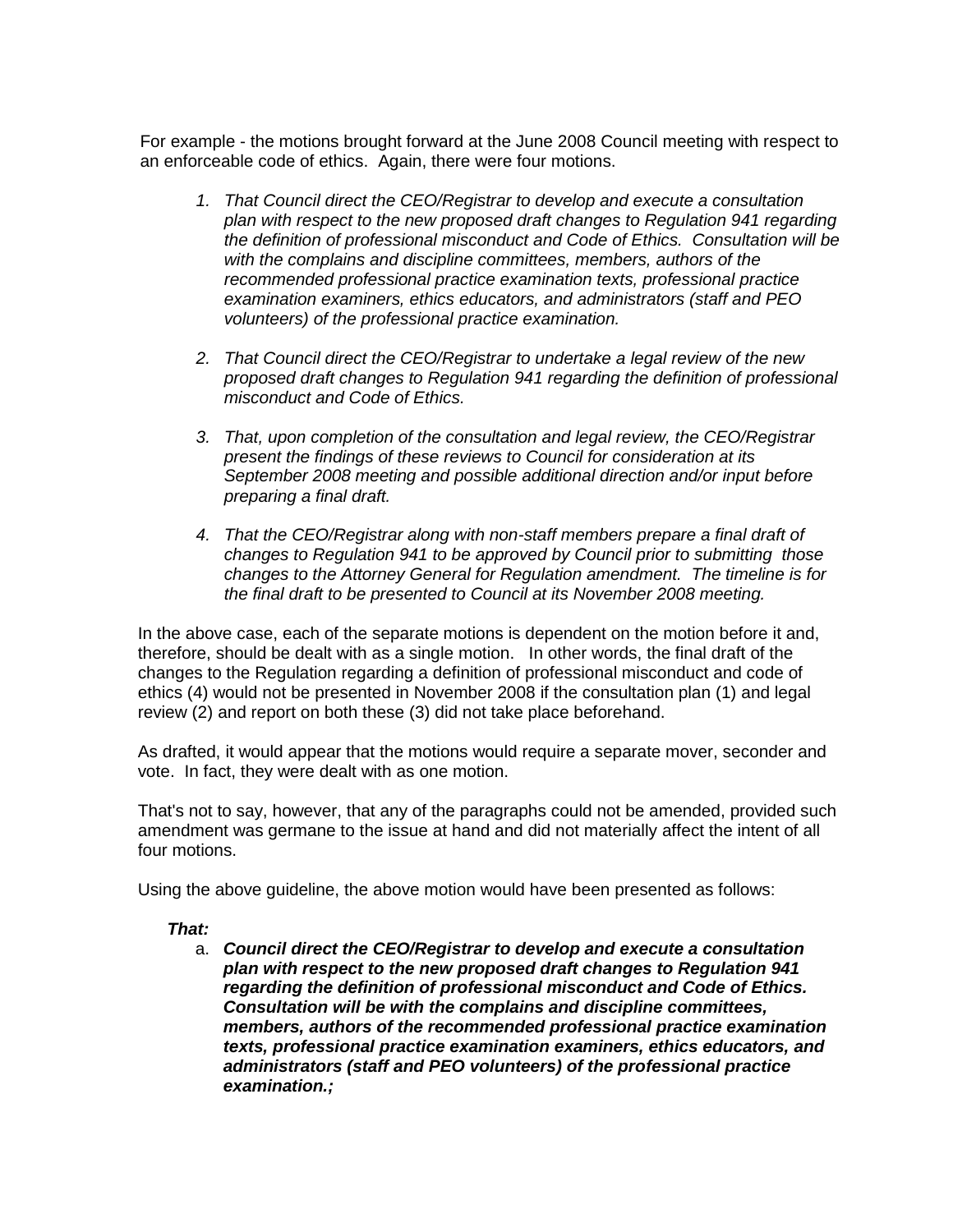For example - the motions brought forward at the June 2008 Council meeting with respect to an enforceable code of ethics. Again, there were four motions.

1. *That Council direct the CEO/Registrar to develop and execute a consultation plan with respect to the new proposed draft changes to Regulation 941 regarding the definition of professional misconduct and Code of Ethics. Consultation will be with the complains and discipline committees, members, authors of the recommended professional practice examination texts, professional practice examination examiners, ethics educators, and administrators (staff and PEO volunteers) of the professional practice examination.*

2. *That Council direct the CEO/Registrar to undertake a legal review of the new proposed draft changes to Regulation 941 regarding the definition of professional misconduct and Code of Ethics.*

3. *That, upon completion of the consultation and legal review, the CEO/Registrar present the findings of these reviews to Council for consideration at its September 2008 meeting and possible additional direction and/or input before preparing a final draft.*

4. *That the CEO/Registrar along with non-staff members prepare a final draft of changes to Regulation 941 to be approved by Council prior to submitting those changes to the Attorney General for Regulation amendment. The timeline is for the final draft to be presented to Council at its November 2008 meeting.*

In the above case, each of the separate motions is dependent on the motion before it and, therefore, should be dealt with as a single motion. In other words, the final draft of the changes to the Regulation regarding a definition of professional misconduct and code of ethics (4) would not be presented in November 2008 if the consultation plan (1) and legal review (2) and report on both these (3) did not take place beforehand.

As drafted, it would appear that the motions would require a separate mover, seconder and vote. In fact, they were dealt with as one motion.

That's not to say, however, that any of the paragraphs could not be amended, provided such amendment was germane to the issue at hand and did not materially affect the intent of all four motions.

Using the above guideline, the above motion would have been presented as follows:

***That:***

a. ***Council direct the CEO/Registrar to develop and execute a consultation plan with respect to the new proposed draft changes to Regulation 941 regarding the definition of professional misconduct and Code of Ethics. Consultation will be with the complains and discipline committees, members, authors of the recommended professional practice examination texts, professional practice examination examiners, ethics educators, and administrators (staff and PEO volunteers) of the professional practice examination.;***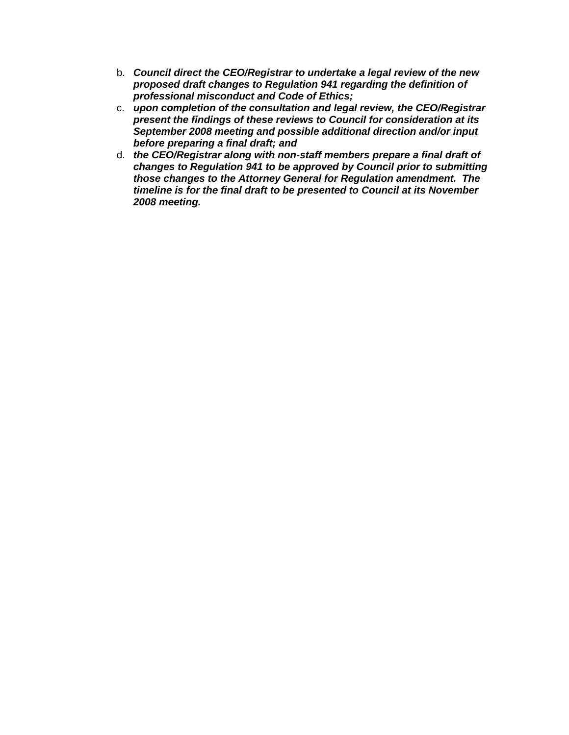b. ***Council direct the CEO/Registrar to undertake a legal review of the new proposed draft changes to Regulation 941 regarding the definition of professional misconduct and Code of Ethics;***
c. ***upon completion of the consultation and legal review, the CEO/Registrar present the findings of these reviews to Council for consideration at its September 2008 meeting and possible additional direction and/or input before preparing a final draft; and***
d. ***the CEO/Registrar along with non-staff members prepare a final draft of changes to Regulation 941 to be approved by Council prior to submitting those changes to the Attorney General for Regulation amendment. The timeline is for the final draft to be presented to Council at its November 2008 meeting.***